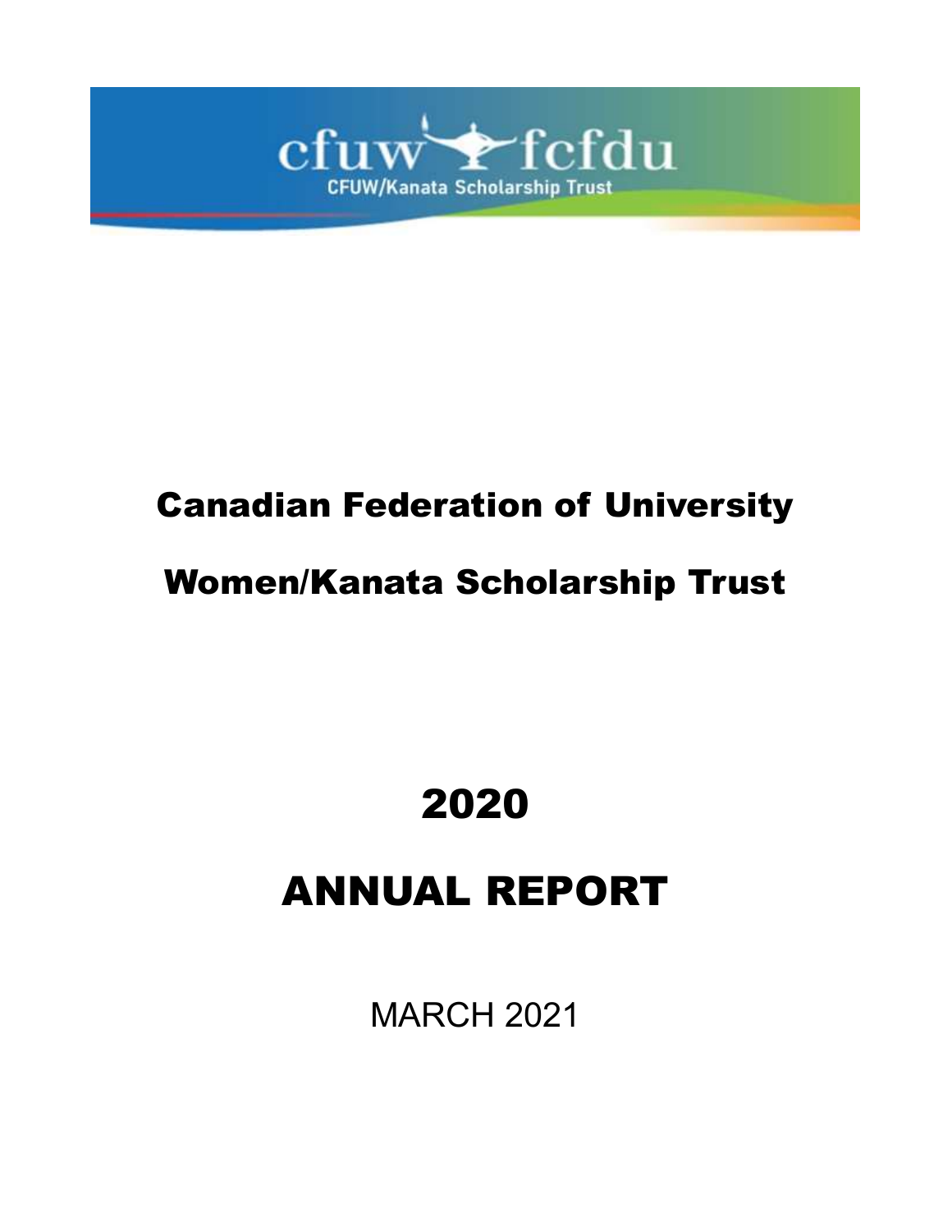cfuw fcfdu

CFUW/Kanata Scholarship Trust

# Canadian Federation of University Women/Kanata Scholarship Trust

# 2020

# ANNUAL REPORT

MARCH 2021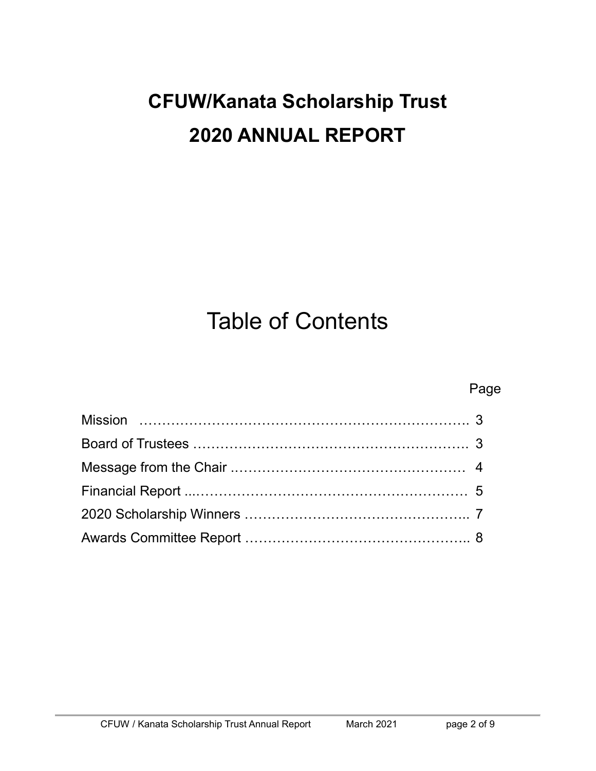# CFUW/Kanata Scholarship Trust

# 2020 ANNUAL REPORT

## Table of Contents

| | Page |
|---|---|
| Mission | 3 |
| Board of Trustees | 3 |
| Message from the Chair | 4 |
| Financial Report | 5 |
| 2020 Scholarship Winners | 7 |
| Awards Committee Report | 8 |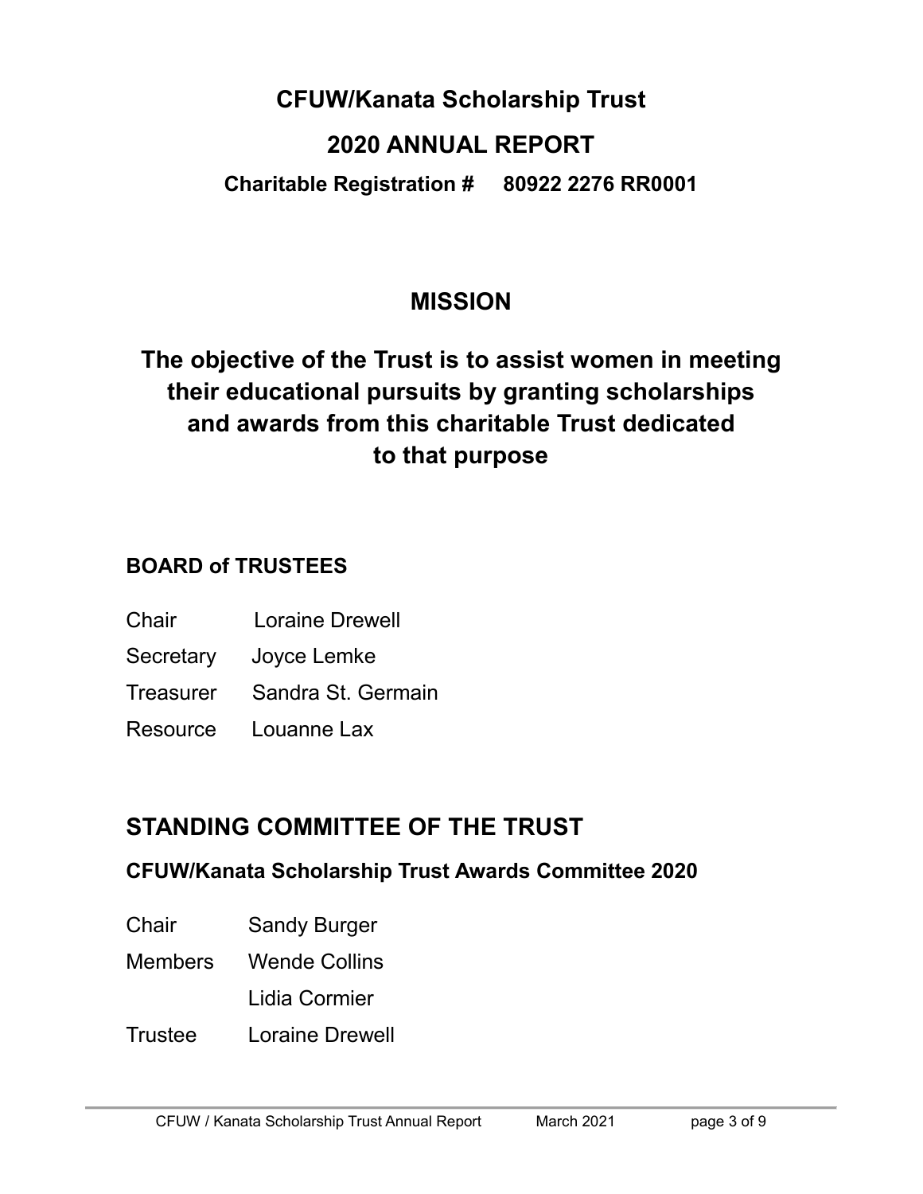# CFUW/Kanata Scholarship Trust

# 2020 ANNUAL REPORT

**Charitable Registration # 80922 2276 RR0001**

## MISSION

## The objective of the Trust is to assist women in meeting their educational pursuits by granting scholarships and awards from this charitable Trust dedicated to that purpose

### BOARD of TRUSTEES

| | |
|---|---|
| Chair | Loraine Drewell |
| Secretary | Joyce Lemke |
| Treasurer | Sandra St. Germain |
| Resource | Louanne Lax |

## STANDING COMMITTEE OF THE TRUST

### CFUW/Kanata Scholarship Trust Awards Committee 2020

| | |
|---|---|
| Chair | Sandy Burger |
| Members | Wende Collins |
| | Lidia Cormier |
| Trustee | Loraine Drewell |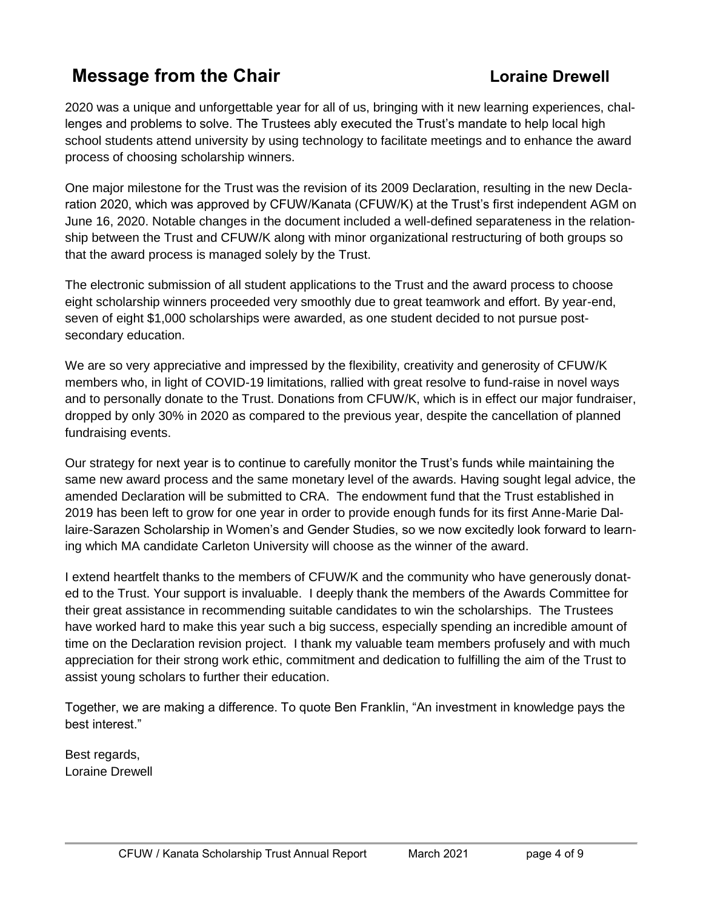## Message from the Chair — Loraine Drewell

2020 was a unique and unforgettable year for all of us, bringing with it new learning experiences, challenges and problems to solve. The Trustees ably executed the Trust's mandate to help local high school students attend university by using technology to facilitate meetings and to enhance the award process of choosing scholarship winners.

One major milestone for the Trust was the revision of its 2009 Declaration, resulting in the new Declaration 2020, which was approved by CFUW/Kanata (CFUW/K) at the Trust's first independent AGM on June 16, 2020. Notable changes in the document included a well-defined separateness in the relationship between the Trust and CFUW/K along with minor organizational restructuring of both groups so that the award process is managed solely by the Trust.

The electronic submission of all student applications to the Trust and the award process to choose eight scholarship winners proceeded very smoothly due to great teamwork and effort. By year-end, seven of eight $1,000 scholarships were awarded, as one student decided to not pursue post-secondary education.

We are so very appreciative and impressed by the flexibility, creativity and generosity of CFUW/K members who, in light of COVID-19 limitations, rallied with great resolve to fund-raise in novel ways and to personally donate to the Trust. Donations from CFUW/K, which is in effect our major fundraiser, dropped by only 30% in 2020 as compared to the previous year, despite the cancellation of planned fundraising events.

Our strategy for next year is to continue to carefully monitor the Trust's funds while maintaining the same new award process and the same monetary level of the awards. Having sought legal advice, the amended Declaration will be submitted to CRA. The endowment fund that the Trust established in 2019 has been left to grow for one year in order to provide enough funds for its first Anne-Marie Dallaire-Sarazen Scholarship in Women's and Gender Studies, so we now excitedly look forward to learning which MA candidate Carleton University will choose as the winner of the award.

I extend heartfelt thanks to the members of CFUW/K and the community who have generously donated to the Trust. Your support is invaluable. I deeply thank the members of the Awards Committee for their great assistance in recommending suitable candidates to win the scholarships. The Trustees have worked hard to make this year such a big success, especially spending an incredible amount of time on the Declaration revision project. I thank my valuable team members profusely and with much appreciation for their strong work ethic, commitment and dedication to fulfilling the aim of the Trust to assist young scholars to further their education.

Together, we are making a difference. To quote Ben Franklin, "An investment in knowledge pays the best interest."

Best regards,
Loraine Drewell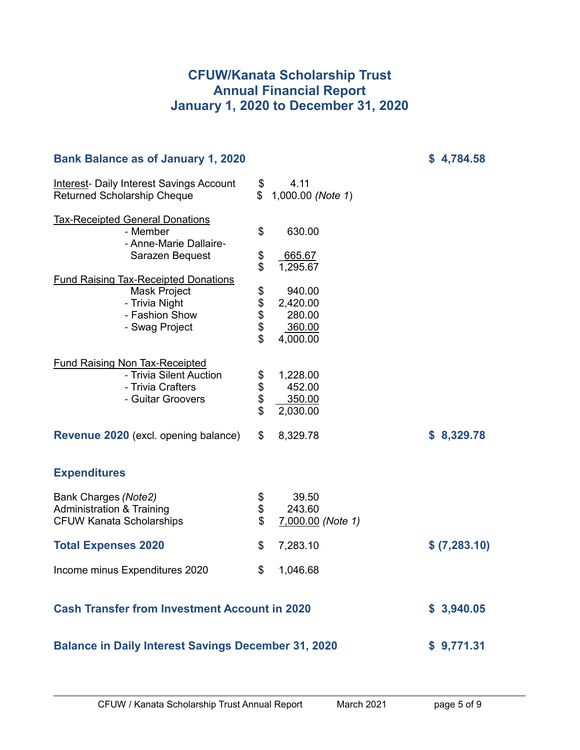# CFUW/Kanata Scholarship Trust
# Annual Financial Report
# January 1, 2020 to December 31, 2020

| | | |
|---|---|---|
| **Bank Balance as of January 1, 2020** | | **$ 4,784.58** |
| Interest- Daily Interest Savings Account | $ 4.11 | |
| Returned Scholarship Cheque | $ 1,000.00 *(Note 1)* | |
| Tax-Receipted General Donations | | |
| - Member | $ 630.00 | |
| - Anne-Marie Dallaire-Sarazen Bequest | $ 665.67 | |
| | $ 1,295.67 | |
| Fund Raising Tax-Receipted Donations | | |
| Mask Project | $ 940.00 | |
| - Trivia Night | $ 2,420.00 | |
| - Fashion Show | $ 280.00 | |
| - Swag Project | $ 360.00 | |
| | $ 4,000.00 | |
| Fund Raising Non Tax-Receipted | | |
| - Trivia Silent Auction | $ 1,228.00 | |
| - Trivia Crafters | $ 452.00 | |
| - Guitar Groovers | $ 350.00 | |
| | $ 2,030.00 | |
| **Revenue 2020** (excl. opening balance) | $ 8,329.78 | **$ 8,329.78** |
| **Expenditures** | | |
| Bank Charges *(Note2)* | $ 39.50 | |
| Administration & Training | $ 243.60 | |
| CFUW Kanata Scholarships | $ 7,000.00 *(Note 1)* | |
| **Total Expenses 2020** | $ 7,283.10 | **$ (7,283.10)** |
| Income minus Expenditures 2020 | $ 1,046.68 | |
| **Cash Transfer from Investment Account in 2020** | | **$ 3,940.05** |
| **Balance in Daily Interest Savings December 31, 2020** | | **$ 9,771.31** |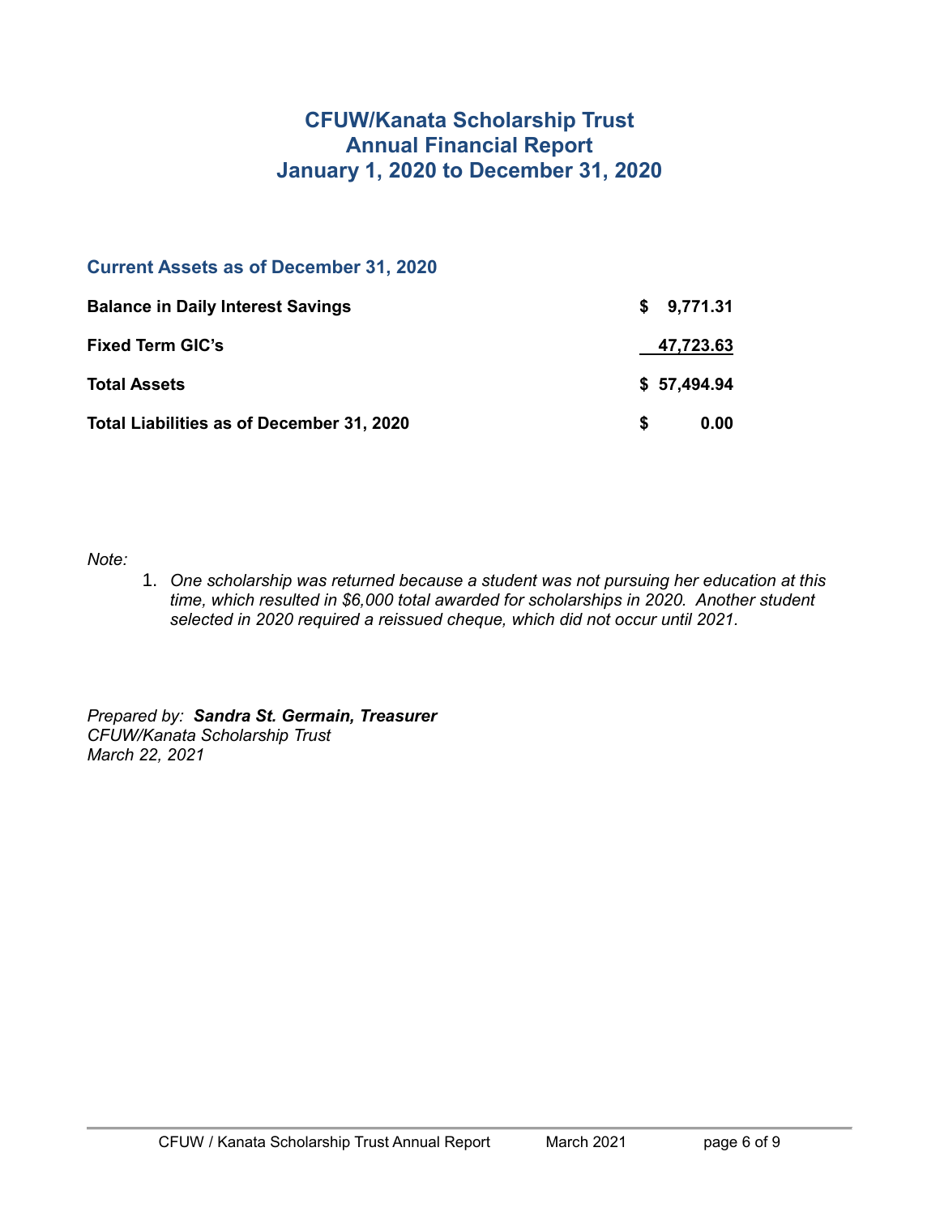# CFUW/Kanata Scholarship Trust
# Annual Financial Report
# January 1, 2020 to December 31, 2020

## Current Assets as of December 31, 2020

| | |
|---|---|
| **Balance in Daily Interest Savings** | **$ 9,771.31** |
| **Fixed Term GIC's** | **47,723.63** |
| **Total Assets** | **$ 57,494.94** |
| **Total Liabilities as of December 31, 2020** | **$ 0.00** |

*Note:*

1. *One scholarship was returned because a student was not pursuing her education at this time, which resulted in $6,000 total awarded for scholarships in 2020. Another student selected in 2020 required a reissued cheque, which did not occur until 2021.*

*Prepared by:* ***Sandra St. Germain, Treasurer***
*CFUW/Kanata Scholarship Trust*
*March 22, 2021*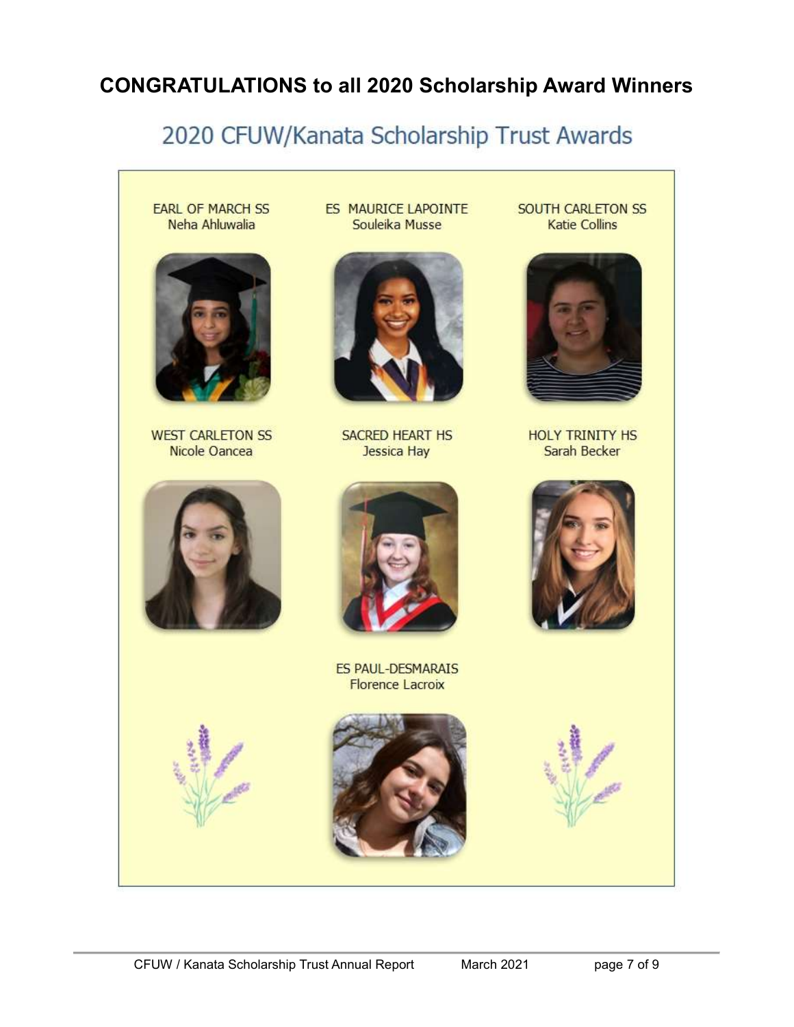# CONGRATULATIONS to all 2020 Scholarship Award Winners

## 2020 CFUW/Kanata Scholarship Trust Awards

EARL OF MARCH SS
Neha Ahluwalia

ES MAURICE LAPOINTE
Souleika Musse

SOUTH CARLETON SS
Katie Collins

WEST CARLETON SS
Nicole Oancea

SACRED HEART HS
Jessica Hay

HOLY TRINITY HS
Sarah Becker

ES PAUL-DESMARAIS
Florence Lacroix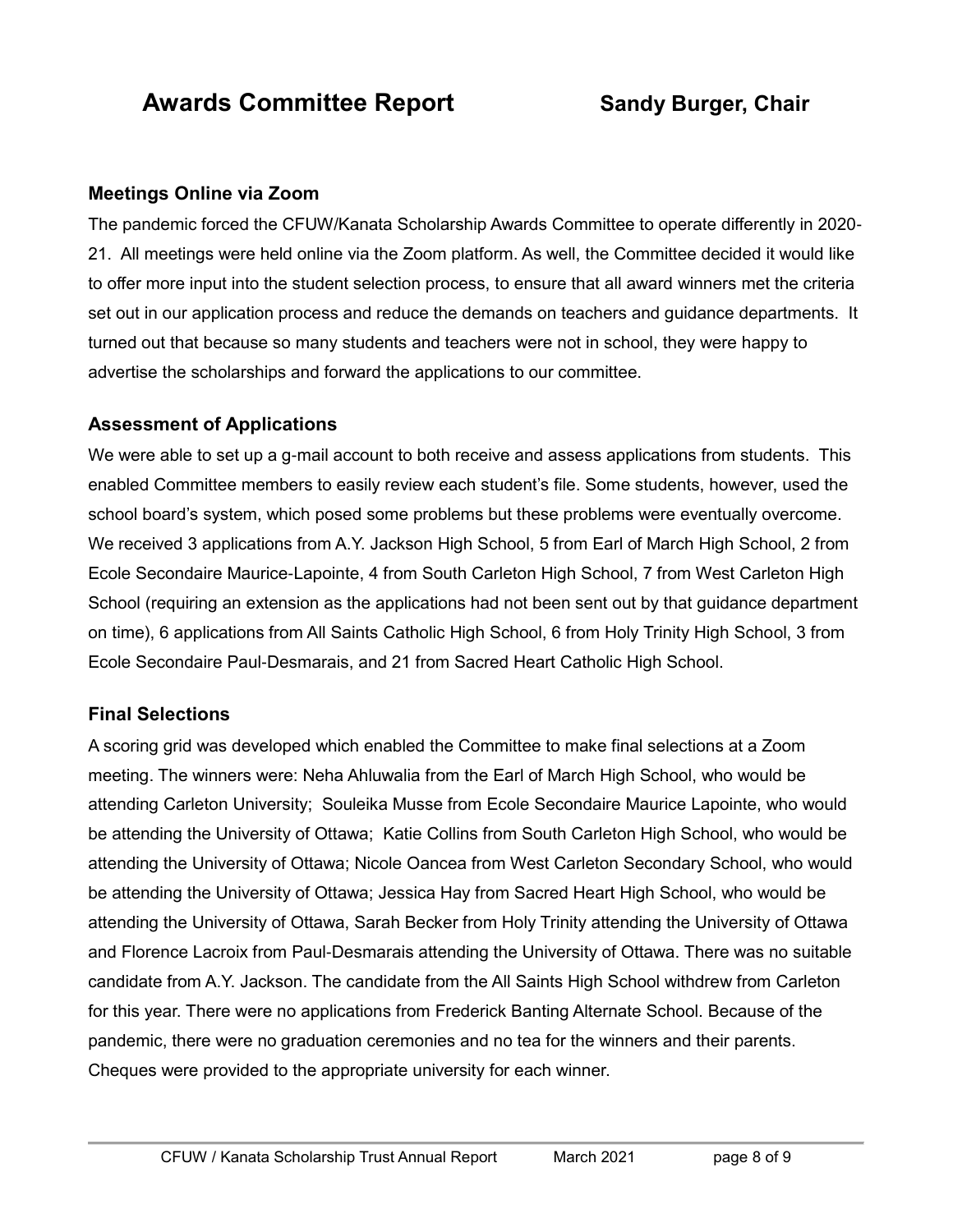# Awards Committee Report    Sandy Burger, Chair

### Meetings Online via Zoom

The pandemic forced the CFUW/Kanata Scholarship Awards Committee to operate differently in 2020-21. All meetings were held online via the Zoom platform. As well, the Committee decided it would like to offer more input into the student selection process, to ensure that all award winners met the criteria set out in our application process and reduce the demands on teachers and guidance departments. It turned out that because so many students and teachers were not in school, they were happy to advertise the scholarships and forward the applications to our committee.

### Assessment of Applications

We were able to set up a g-mail account to both receive and assess applications from students. This enabled Committee members to easily review each student's file. Some students, however, used the school board's system, which posed some problems but these problems were eventually overcome. We received 3 applications from A.Y. Jackson High School, 5 from Earl of March High School, 2 from Ecole Secondaire Maurice-Lapointe, 4 from South Carleton High School, 7 from West Carleton High School (requiring an extension as the applications had not been sent out by that guidance department on time), 6 applications from All Saints Catholic High School, 6 from Holy Trinity High School, 3 from Ecole Secondaire Paul-Desmarais, and 21 from Sacred Heart Catholic High School.

### Final Selections

A scoring grid was developed which enabled the Committee to make final selections at a Zoom meeting. The winners were: Neha Ahluwalia from the Earl of March High School, who would be attending Carleton University; Souleika Musse from Ecole Secondaire Maurice Lapointe, who would be attending the University of Ottawa; Katie Collins from South Carleton High School, who would be attending the University of Ottawa; Nicole Oancea from West Carleton Secondary School, who would be attending the University of Ottawa; Jessica Hay from Sacred Heart High School, who would be attending the University of Ottawa, Sarah Becker from Holy Trinity attending the University of Ottawa and Florence Lacroix from Paul-Desmarais attending the University of Ottawa. There was no suitable candidate from A.Y. Jackson. The candidate from the All Saints High School withdrew from Carleton for this year. There were no applications from Frederick Banting Alternate School. Because of the pandemic, there were no graduation ceremonies and no tea for the winners and their parents. Cheques were provided to the appropriate university for each winner.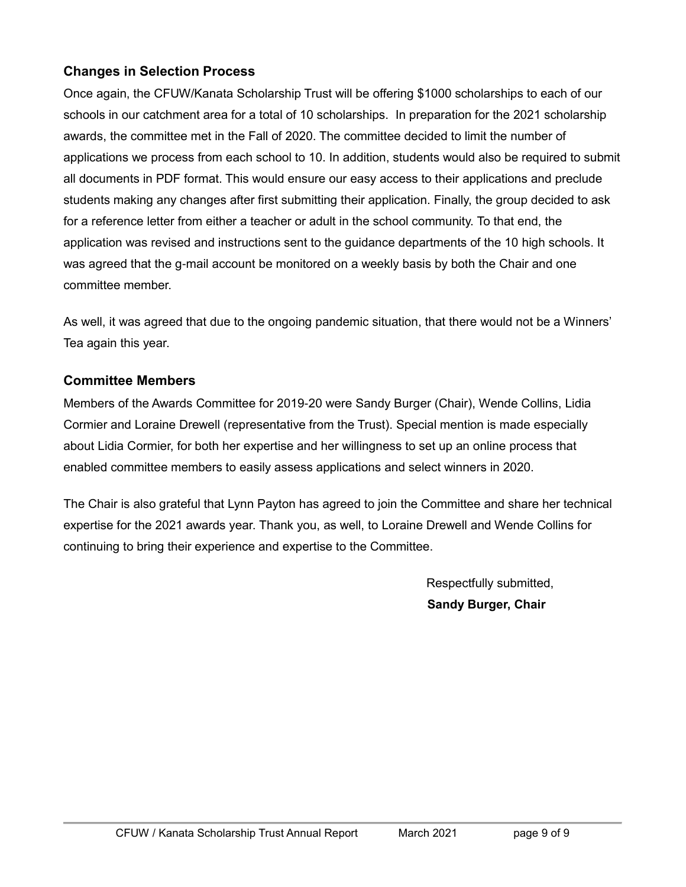### Changes in Selection Process

Once again, the CFUW/Kanata Scholarship Trust will be offering $1000 scholarships to each of our schools in our catchment area for a total of 10 scholarships. In preparation for the 2021 scholarship awards, the committee met in the Fall of 2020. The committee decided to limit the number of applications we process from each school to 10. In addition, students would also be required to submit all documents in PDF format. This would ensure our easy access to their applications and preclude students making any changes after first submitting their application. Finally, the group decided to ask for a reference letter from either a teacher or adult in the school community. To that end, the application was revised and instructions sent to the guidance departments of the 10 high schools. It was agreed that the g-mail account be monitored on a weekly basis by both the Chair and one committee member.

As well, it was agreed that due to the ongoing pandemic situation, that there would not be a Winners' Tea again this year.

### Committee Members

Members of the Awards Committee for 2019-20 were Sandy Burger (Chair), Wende Collins, Lidia Cormier and Loraine Drewell (representative from the Trust). Special mention is made especially about Lidia Cormier, for both her expertise and her willingness to set up an online process that enabled committee members to easily assess applications and select winners in 2020.

The Chair is also grateful that Lynn Payton has agreed to join the Committee and share her technical expertise for the 2021 awards year. Thank you, as well, to Loraine Drewell and Wende Collins for continuing to bring their experience and expertise to the Committee.

Respectfully submitted,
**Sandy Burger, Chair**